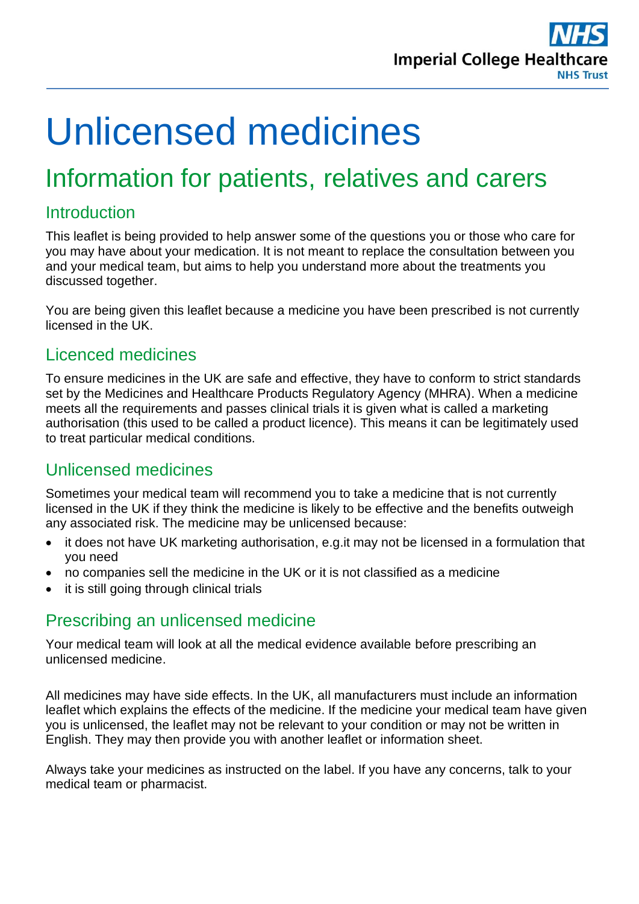# Unlicensed medicines

## Information for patients, relatives and carers

### Introduction

This leaflet is being provided to help answer some of the questions you or those who care for you may have about your medication. It is not meant to replace the consultation between you and your medical team, but aims to help you understand more about the treatments you discussed together.

You are being given this leaflet because a medicine you have been prescribed is not currently licensed in the UK.

### Licenced medicines

To ensure medicines in the UK are safe and effective, they have to conform to strict standards set by the Medicines and Healthcare Products Regulatory Agency (MHRA). When a medicine meets all the requirements and passes clinical trials it is given what is called a marketing authorisation (this used to be called a product licence). This means it can be legitimately used to treat particular medical conditions.

### Unlicensed medicines

Sometimes your medical team will recommend you to take a medicine that is not currently licensed in the UK if they think the medicine is likely to be effective and the benefits outweigh any associated risk. The medicine may be unlicensed because:

- it does not have UK marketing authorisation, e.g.it may not be licensed in a formulation that you need
- no companies sell the medicine in the UK or it is not classified as a medicine
- it is still going through clinical trials

### Prescribing an unlicensed medicine

Your medical team will look at all the medical evidence available before prescribing an unlicensed medicine.

All medicines may have side effects. In the UK, all manufacturers must include an information leaflet which explains the effects of the medicine. If the medicine your medical team have given you is unlicensed, the leaflet may not be relevant to your condition or may not be written in English. They may then provide you with another leaflet or information sheet.

Always take your medicines as instructed on the label. If you have any concerns, talk to your medical team or pharmacist.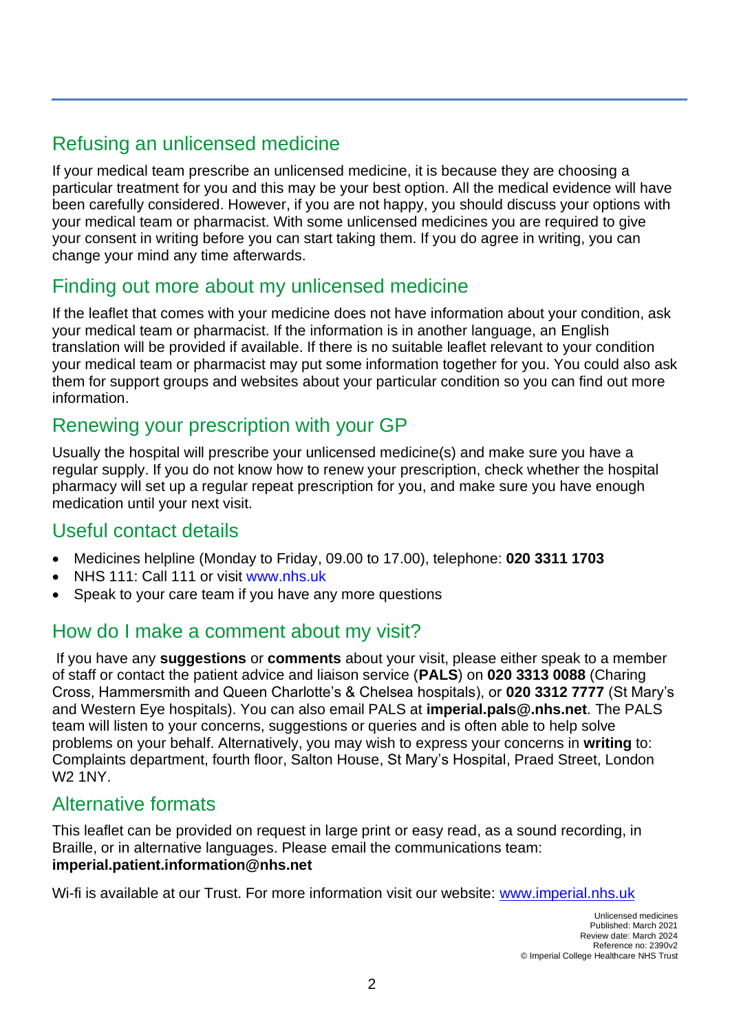## Refusing an unlicensed medicine

If your medical team prescribe an unlicensed medicine, it is because they are choosing a particular treatment for you and this may be your best option. All the medical evidence will have been carefully considered. However, if you are not happy, you should discuss your options with your medical team or pharmacist. With some unlicensed medicines you are required to give your consent in writing before you can start taking them. If you do agree in writing, you can change your mind any time afterwards.

## Finding out more about my unlicensed medicine

If the leaflet that comes with your medicine does not have information about your condition, ask your medical team or pharmacist. If the information is in another language, an English translation will be provided if available. If there is no suitable leaflet relevant to your condition your medical team or pharmacist may put some information together for you. You could also ask them for support groups and websites about your particular condition so you can find out more information.

## Renewing your prescription with your GP

Usually the hospital will prescribe your unlicensed medicine(s) and make sure you have a regular supply. If you do not know how to renew your prescription, check whether the hospital pharmacy will set up a regular repeat prescription for you, and make sure you have enough medication until your next visit.

## Useful contact details

- Medicines helpline (Monday to Friday, 09.00 to 17.00), telephone: **020 3311 1703**
- NHS 111: Call 111 or visit www.nhs.uk
- Speak to your care team if you have any more questions

## How do I make a comment about my visit?

If you have any **suggestions** or **comments** about your visit, please either speak to a member of staff or contact the patient advice and liaison service (**PALS**) on **020 3313 0088** (Charing Cross, Hammersmith and Queen Charlotte's & Chelsea hospitals), or **020 3312 7777** (St Mary's and Western Eye hospitals). You can also email PALS at **imperial.pals@nhs.net**. The PALS team will listen to your concerns, suggestions or queries and is often able to help solve problems on your behalf. Alternatively, you may wish to express your concerns in **writing** to: Complaints department, fourth floor, Salton House, St Mary's Hospital, Praed Street, London W2 1NY.

## Alternative formats

This leaflet can be provided on request in large print or easy read, as a sound recording, in Braille, or in alternative languages. Please email the communications team: **imperial.patient.information@nhs.net**

Wi-fi is available at our Trust. For more information visit our website: www.imperial.nhs.uk

Unlicensed medicines
Published: March 2021
Review date: March 2024
Reference no: 2390v2
© Imperial College Healthcare NHS Trust